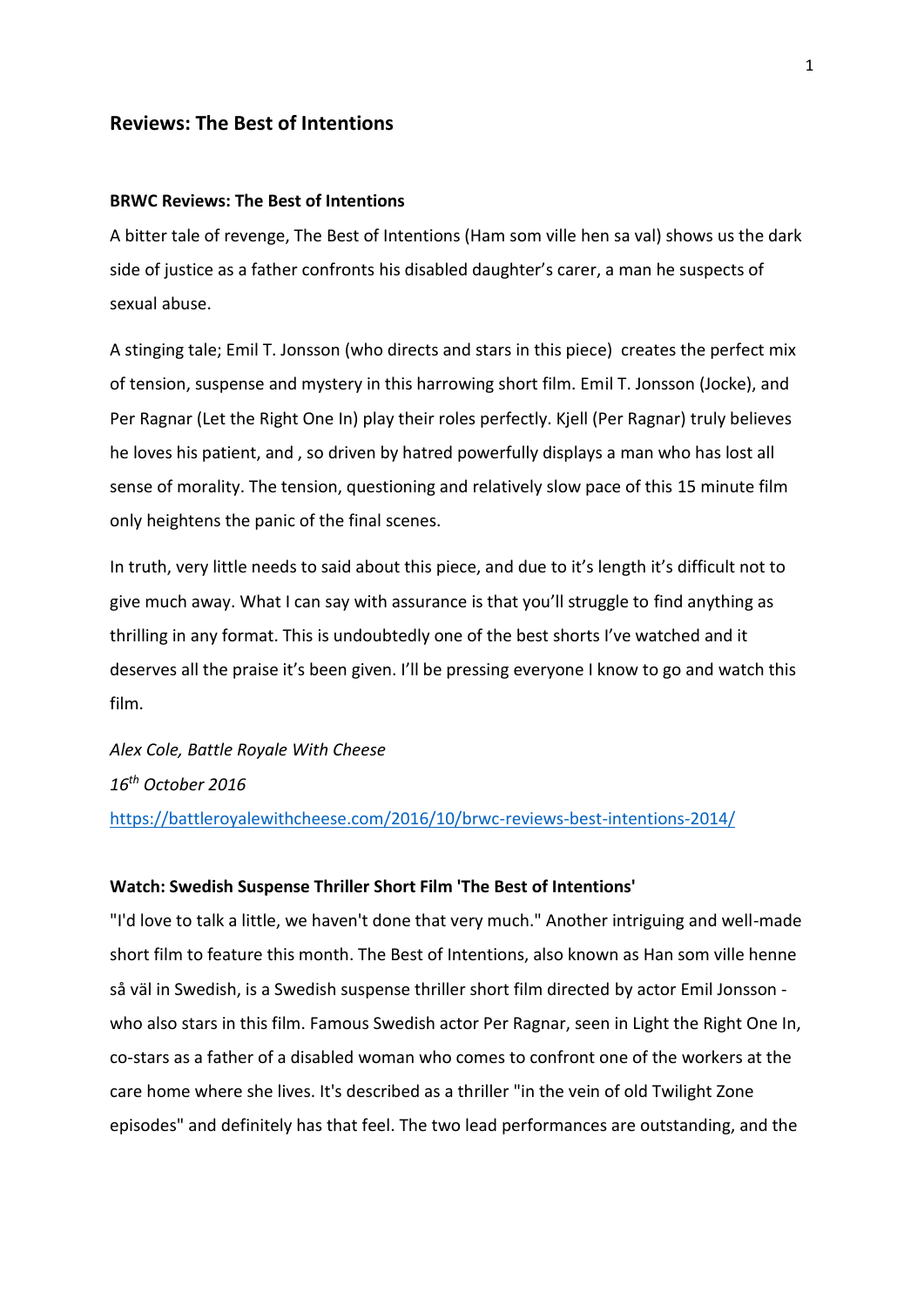## Reviews: The Best of Intentions

### BRWC Reviews: The Best of Intentions

A bitter tale of revenge, The Best of Intentions (Ham som ville hen sa val) shows us the dark side of justice as a father confronts his disabled daughter's carer, a man he suspects of sexual abuse.

A stinging tale; Emil T. Jonsson (who directs and stars in this piece)  creates the perfect mix of tension, suspense and mystery in this harrowing short film. Emil T. Jonsson (Jocke), and Per Ragnar (Let the Right One In) play their roles perfectly. Kjell (Per Ragnar) truly believes he loves his patient, and , so driven by hatred powerfully displays a man who has lost all sense of morality. The tension, questioning and relatively slow pace of this 15 minute film only heightens the panic of the final scenes.

In truth, very little needs to said about this piece, and due to it's length it's difficult not to give much away. What I can say with assurance is that you'll struggle to find anything as thrilling in any format. This is undoubtedly one of the best shorts I've watched and it deserves all the praise it's been given. I'll be pressing everyone I know to go and watch this film.

*Alex Cole, Battle Royale With Cheese*

*16th October 2016*

https://battleroyalewithcheese.com/2016/10/brwc-reviews-best-intentions-2014/

### Watch: Swedish Suspense Thriller Short Film 'The Best of Intentions'

"I'd love to talk a little, we haven't done that very much." Another intriguing and well-made short film to feature this month. The Best of Intentions, also known as Han som ville henne så väl in Swedish, is a Swedish suspense thriller short film directed by actor Emil Jonsson - who also stars in this film. Famous Swedish actor Per Ragnar, seen in Light the Right One In, co-stars as a father of a disabled woman who comes to confront one of the workers at the care home where she lives. It's described as a thriller "in the vein of old Twilight Zone episodes" and definitely has that feel. The two lead performances are outstanding, and the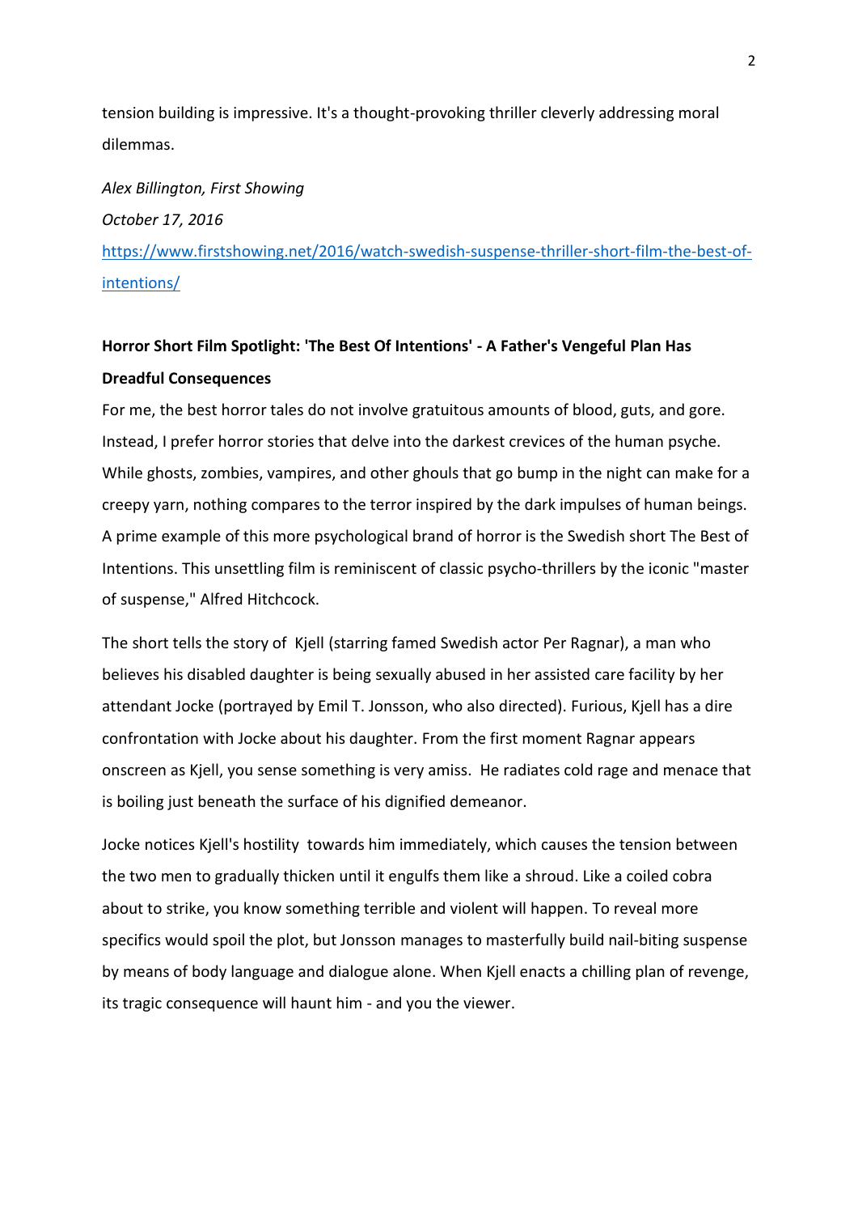tension building is impressive. It's a thought-provoking thriller cleverly addressing moral dilemmas.

*Alex Billington, First Showing*

*October 17, 2016*

[https://www.firstshowing.net/2016/watch-swedish-suspense-thriller-short-film-the-best-of-intentions/](https://www.firstshowing.net/2016/watch-swedish-suspense-thriller-short-film-the-best-of-intentions/)

**Horror Short Film Spotlight: 'The Best Of Intentions' - A Father's Vengeful Plan Has Dreadful Consequences**

For me, the best horror tales do not involve gratuitous amounts of blood, guts, and gore. Instead, I prefer horror stories that delve into the darkest crevices of the human psyche. While ghosts, zombies, vampires, and other ghouls that go bump in the night can make for a creepy yarn, nothing compares to the terror inspired by the dark impulses of human beings. A prime example of this more psychological brand of horror is the Swedish short The Best of Intentions. This unsettling film is reminiscent of classic psycho-thrillers by the iconic "master of suspense," Alfred Hitchcock.

The short tells the story of Kjell (starring famed Swedish actor Per Ragnar), a man who believes his disabled daughter is being sexually abused in her assisted care facility by her attendant Jocke (portrayed by Emil T. Jonsson, who also directed). Furious, Kjell has a dire confrontation with Jocke about his daughter. From the first moment Ragnar appears onscreen as Kjell, you sense something is very amiss. He radiates cold rage and menace that is boiling just beneath the surface of his dignified demeanor.

Jocke notices Kjell's hostility towards him immediately, which causes the tension between the two men to gradually thicken until it engulfs them like a shroud. Like a coiled cobra about to strike, you know something terrible and violent will happen. To reveal more specifics would spoil the plot, but Jonsson manages to masterfully build nail-biting suspense by means of body language and dialogue alone. When Kjell enacts a chilling plan of revenge, its tragic consequence will haunt him - and you the viewer.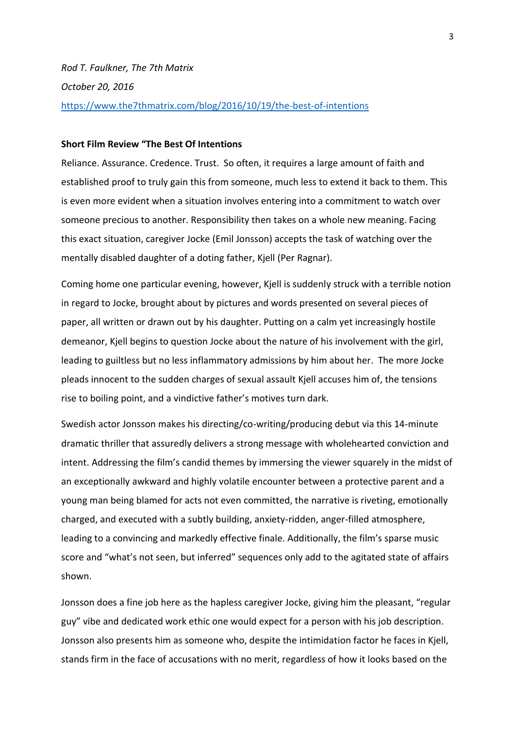*Rod T. Faulkner, The 7th Matrix*

*October 20, 2016*

https://www.the7thmatrix.com/blog/2016/10/19/the-best-of-intentions

**Short Film Review "The Best Of Intentions**

Reliance. Assurance. Credence. Trust. So often, it requires a large amount of faith and established proof to truly gain this from someone, much less to extend it back to them. This is even more evident when a situation involves entering into a commitment to watch over someone precious to another. Responsibility then takes on a whole new meaning. Facing this exact situation, caregiver Jocke (Emil Jonsson) accepts the task of watching over the mentally disabled daughter of a doting father, Kjell (Per Ragnar).

Coming home one particular evening, however, Kjell is suddenly struck with a terrible notion in regard to Jocke, brought about by pictures and words presented on several pieces of paper, all written or drawn out by his daughter. Putting on a calm yet increasingly hostile demeanor, Kjell begins to question Jocke about the nature of his involvement with the girl, leading to guiltless but no less inflammatory admissions by him about her. The more Jocke pleads innocent to the sudden charges of sexual assault Kjell accuses him of, the tensions rise to boiling point, and a vindictive father's motives turn dark.

Swedish actor Jonsson makes his directing/co-writing/producing debut via this 14-minute dramatic thriller that assuredly delivers a strong message with wholehearted conviction and intent. Addressing the film's candid themes by immersing the viewer squarely in the midst of an exceptionally awkward and highly volatile encounter between a protective parent and a young man being blamed for acts not even committed, the narrative is riveting, emotionally charged, and executed with a subtly building, anxiety-ridden, anger-filled atmosphere, leading to a convincing and markedly effective finale. Additionally, the film's sparse music score and "what's not seen, but inferred" sequences only add to the agitated state of affairs shown.

Jonsson does a fine job here as the hapless caregiver Jocke, giving him the pleasant, "regular guy" vibe and dedicated work ethic one would expect for a person with his job description. Jonsson also presents him as someone who, despite the intimidation factor he faces in Kjell, stands firm in the face of accusations with no merit, regardless of how it looks based on the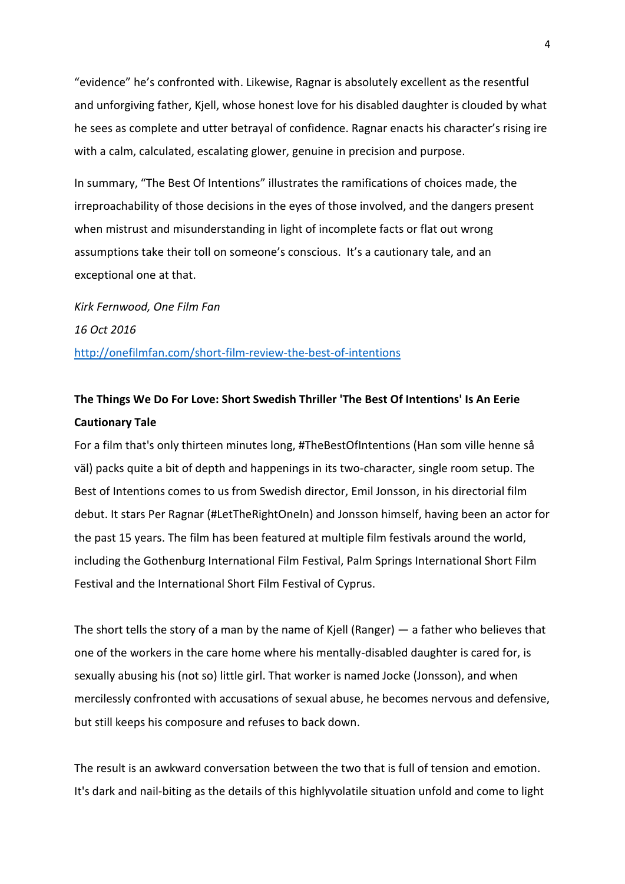"evidence" he's confronted with. Likewise, Ragnar is absolutely excellent as the resentful and unforgiving father, Kjell, whose honest love for his disabled daughter is clouded by what he sees as complete and utter betrayal of confidence. Ragnar enacts his character's rising ire with a calm, calculated, escalating glower, genuine in precision and purpose.

In summary, "The Best Of Intentions" illustrates the ramifications of choices made, the irreproachability of those decisions in the eyes of those involved, and the dangers present when mistrust and misunderstanding in light of incomplete facts or flat out wrong assumptions take their toll on someone's conscious.  It's a cautionary tale, and an exceptional one at that.

*Kirk Fernwood, One Film Fan*

*16 Oct 2016*

[http://onefilmfan.com/short-film-review-the-best-of-intentions](http://onefilmfan.com/short-film-review-the-best-of-intentions)

**The Things We Do For Love: Short Swedish Thriller 'The Best Of Intentions' Is An Eerie Cautionary Tale**

For a film that's only thirteen minutes long, #TheBestOfIntentions (Han som ville henne så väl) packs quite a bit of depth and happenings in its two-character, single room setup. The Best of Intentions comes to us from Swedish director, Emil Jonsson, in his directorial film debut. It stars Per Ragnar (#LetTheRightOneIn) and Jonsson himself, having been an actor for the past 15 years. The film has been featured at multiple film festivals around the world, including the Gothenburg International Film Festival, Palm Springs International Short Film Festival and the International Short Film Festival of Cyprus.

The short tells the story of a man by the name of Kjell (Ranger) — a father who believes that one of the workers in the care home where his mentally-disabled daughter is cared for, is sexually abusing his (not so) little girl. That worker is named Jocke (Jonsson), and when mercilessly confronted with accusations of sexual abuse, he becomes nervous and defensive, but still keeps his composure and refuses to back down.

The result is an awkward conversation between the two that is full of tension and emotion. It's dark and nail-biting as the details of this highlyvolatile situation unfold and come to light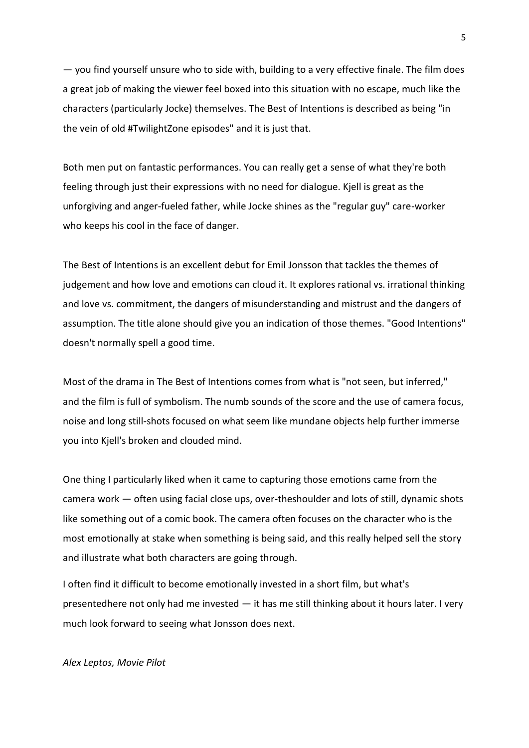— you find yourself unsure who to side with, building to a very effective finale. The film does a great job of making the viewer feel boxed into this situation with no escape, much like the characters (particularly Jocke) themselves. The Best of Intentions is described as being "in the vein of old #TwilightZone episodes" and it is just that.

Both men put on fantastic performances. You can really get a sense of what they're both feeling through just their expressions with no need for dialogue. Kjell is great as the unforgiving and anger-fueled father, while Jocke shines as the "regular guy" care-worker who keeps his cool in the face of danger.

The Best of Intentions is an excellent debut for Emil Jonsson that tackles the themes of judgement and how love and emotions can cloud it. It explores rational vs. irrational thinking and love vs. commitment, the dangers of misunderstanding and mistrust and the dangers of assumption. The title alone should give you an indication of those themes. "Good Intentions" doesn't normally spell a good time.

Most of the drama in The Best of Intentions comes from what is "not seen, but inferred," and the film is full of symbolism. The numb sounds of the score and the use of camera focus, noise and long still-shots focused on what seem like mundane objects help further immerse you into Kjell's broken and clouded mind.

One thing I particularly liked when it came to capturing those emotions came from the camera work — often using facial close ups, over-theshoulder and lots of still, dynamic shots like something out of a comic book. The camera often focuses on the character who is the most emotionally at stake when something is being said, and this really helped sell the story and illustrate what both characters are going through.

I often find it difficult to become emotionally invested in a short film, but what's presentedhere not only had me invested — it has me still thinking about it hours later. I very much look forward to seeing what Jonsson does next.

*Alex Leptos, Movie Pilot*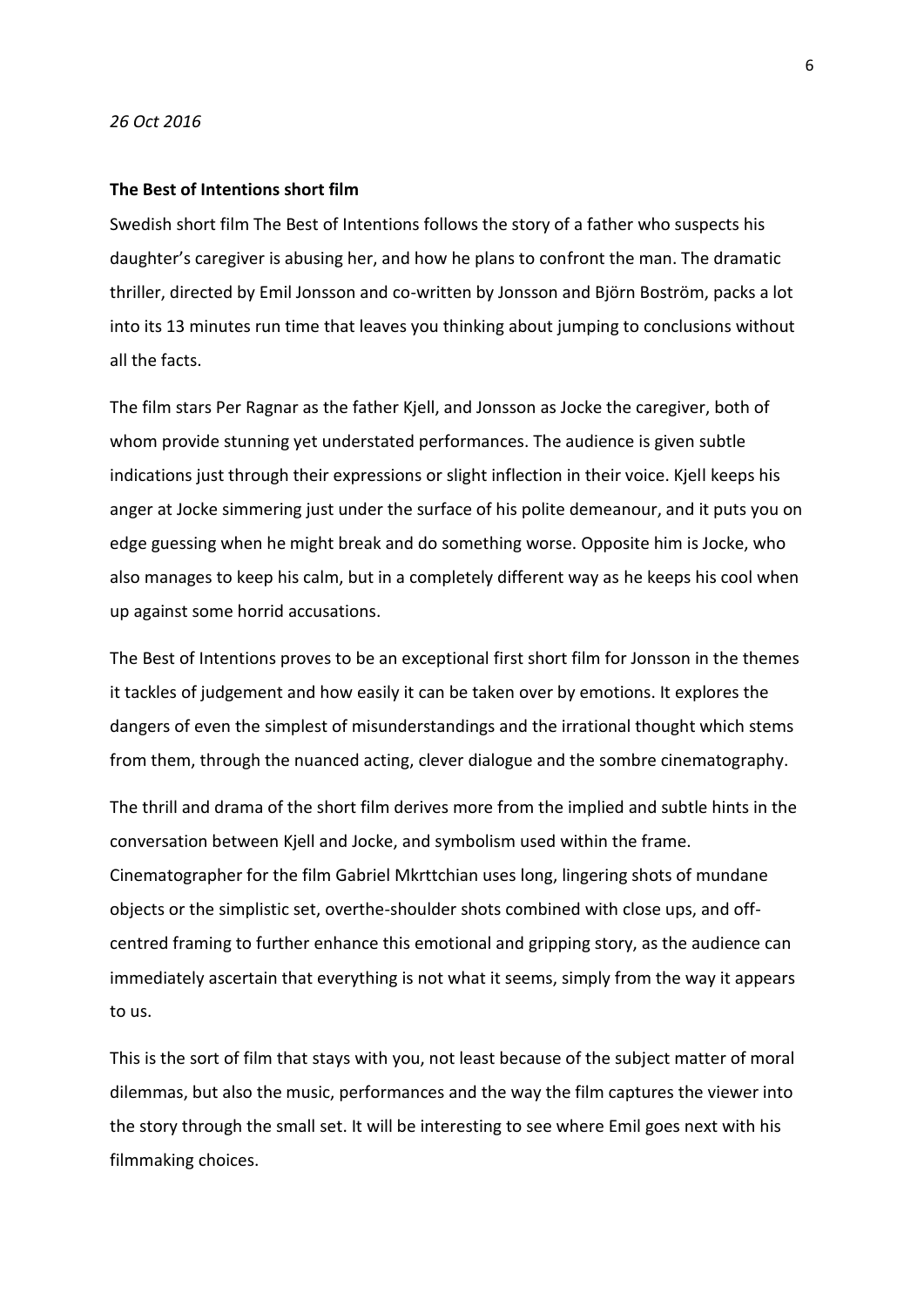*26 Oct 2016*

**The Best of Intentions short film**

Swedish short film The Best of Intentions follows the story of a father who suspects his daughter's caregiver is abusing her, and how he plans to confront the man. The dramatic thriller, directed by Emil Jonsson and co-written by Jonsson and Björn Boström, packs a lot into its 13 minutes run time that leaves you thinking about jumping to conclusions without all the facts.

The film stars Per Ragnar as the father Kjell, and Jonsson as Jocke the caregiver, both of whom provide stunning yet understated performances. The audience is given subtle indications just through their expressions or slight inflection in their voice. Kjell keeps his anger at Jocke simmering just under the surface of his polite demeanour, and it puts you on edge guessing when he might break and do something worse. Opposite him is Jocke, who also manages to keep his calm, but in a completely different way as he keeps his cool when up against some horrid accusations.

The Best of Intentions proves to be an exceptional first short film for Jonsson in the themes it tackles of judgement and how easily it can be taken over by emotions. It explores the dangers of even the simplest of misunderstandings and the irrational thought which stems from them, through the nuanced acting, clever dialogue and the sombre cinematography.

The thrill and drama of the short film derives more from the implied and subtle hints in the conversation between Kjell and Jocke, and symbolism used within the frame. Cinematographer for the film Gabriel Mkrttchian uses long, lingering shots of mundane objects or the simplistic set, overthe-shoulder shots combined with close ups, and off-centred framing to further enhance this emotional and gripping story, as the audience can immediately ascertain that everything is not what it seems, simply from the way it appears to us.

This is the sort of film that stays with you, not least because of the subject matter of moral dilemmas, but also the music, performances and the way the film captures the viewer into the story through the small set. It will be interesting to see where Emil goes next with his filmmaking choices.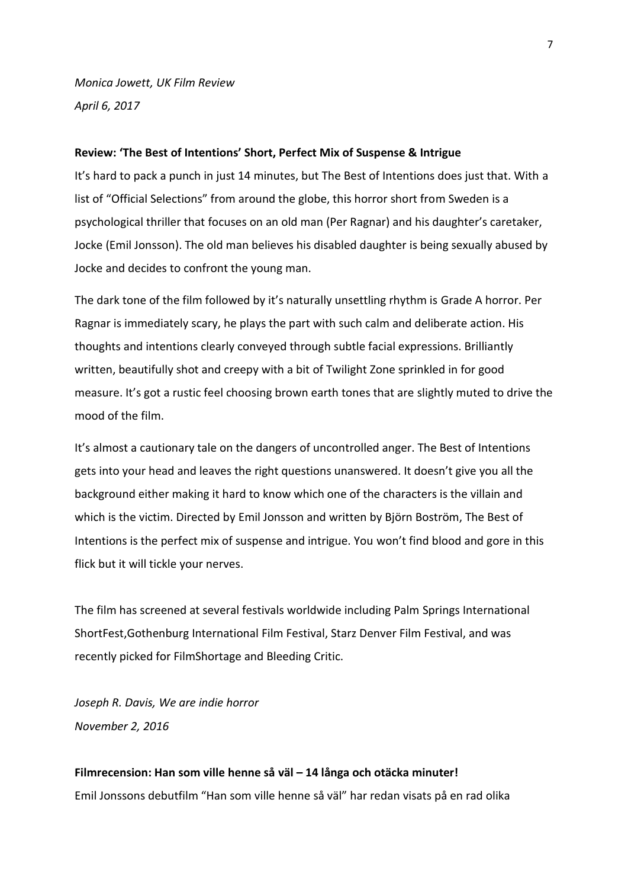*Monica Jowett, UK Film Review*
*April 6, 2017*

**Review: 'The Best of Intentions' Short, Perfect Mix of Suspense & Intrigue**

It's hard to pack a punch in just 14 minutes, but The Best of Intentions does just that. With a list of "Official Selections" from around the globe, this horror short from Sweden is a psychological thriller that focuses on an old man (Per Ragnar) and his daughter's caretaker, Jocke (Emil Jonsson). The old man believes his disabled daughter is being sexually abused by Jocke and decides to confront the young man.

The dark tone of the film followed by it's naturally unsettling rhythm is Grade A horror. Per Ragnar is immediately scary, he plays the part with such calm and deliberate action. His thoughts and intentions clearly conveyed through subtle facial expressions. Brilliantly written, beautifully shot and creepy with a bit of Twilight Zone sprinkled in for good measure. It's got a rustic feel choosing brown earth tones that are slightly muted to drive the mood of the film.

It's almost a cautionary tale on the dangers of uncontrolled anger. The Best of Intentions gets into your head and leaves the right questions unanswered. It doesn't give you all the background either making it hard to know which one of the characters is the villain and which is the victim. Directed by Emil Jonsson and written by Björn Boström, The Best of Intentions is the perfect mix of suspense and intrigue. You won't find blood and gore in this flick but it will tickle your nerves.

The film has screened at several festivals worldwide including Palm Springs International ShortFest,Gothenburg International Film Festival, Starz Denver Film Festival, and was recently picked for FilmShortage and Bleeding Critic.

*Joseph R. Davis, We are indie horror*
*November 2, 2016*

**Filmrecension: Han som ville henne så väl – 14 långa och otäcka minuter!**

Emil Jonssons debutfilm "Han som ville henne så väl" har redan visats på en rad olika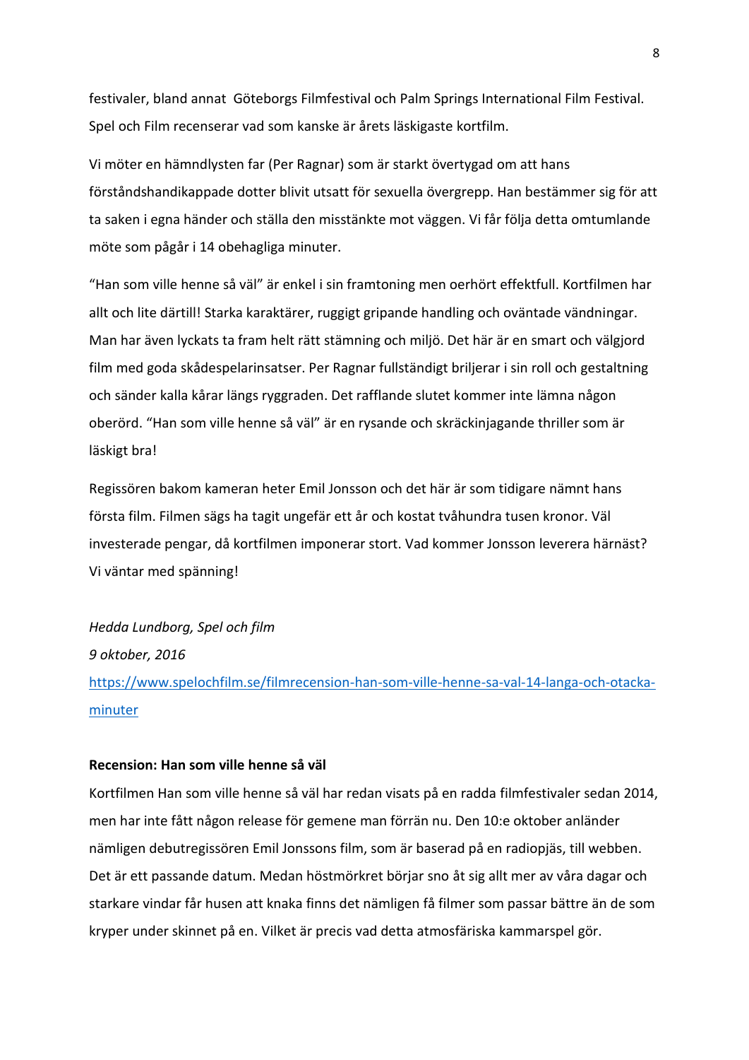festivaler, bland annat Göteborgs Filmfestival och Palm Springs International Film Festival. Spel och Film recenserar vad som kanske är årets läskigaste kortfilm.

Vi möter en hämndlysten far (Per Ragnar) som är starkt övertygad om att hans förståndshandikappade dotter blivit utsatt för sexuella övergrepp. Han bestämmer sig för att ta saken i egna händer och ställa den misstänkte mot väggen. Vi får följa detta omtumlande möte som pågår i 14 obehagliga minuter.

"Han som ville henne så väl" är enkel i sin framtoning men oerhört effektfull. Kortfilmen har allt och lite därtill! Starka karaktärer, ruggigt gripande handling och oväntade vändningar. Man har även lyckats ta fram helt rätt stämning och miljö. Det här är en smart och välgjord film med goda skådespelarinsatser. Per Ragnar fullständigt briljerar i sin roll och gestaltning och sänder kalla kårar längs ryggraden. Det rafflande slutet kommer inte lämna någon oberörd. "Han som ville henne så väl" är en rysande och skräckinjagande thriller som är läskigt bra!

Regissören bakom kameran heter Emil Jonsson och det här är som tidigare nämnt hans första film. Filmen sägs ha tagit ungefär ett år och kostat tvåhundra tusen kronor. Väl investerade pengar, då kortfilmen imponerar stort. Vad kommer Jonsson leverera härnäst? Vi väntar med spänning!

*Hedda Lundborg, Spel och film*
*9 oktober, 2016*
[https://www.spelochfilm.se/filmrecension-han-som-ville-henne-sa-val-14-langa-och-otacka-minuter](https://www.spelochfilm.se/filmrecension-han-som-ville-henne-sa-val-14-langa-och-otacka-minuter)

**Recension: Han som ville henne så väl**

Kortfilmen Han som ville henne så väl har redan visats på en radda filmfestivaler sedan 2014, men har inte fått någon release för gemene man förrän nu. Den 10:e oktober anländer nämligen debutregissören Emil Jonssons film, som är baserad på en radiopjäs, till webben. Det är ett passande datum. Medan höstmörkret börjar sno åt sig allt mer av våra dagar och starkare vindar får husen att knaka finns det nämligen få filmer som passar bättre än de som kryper under skinnet på en. Vilket är precis vad detta atmosfäriska kammarspel gör.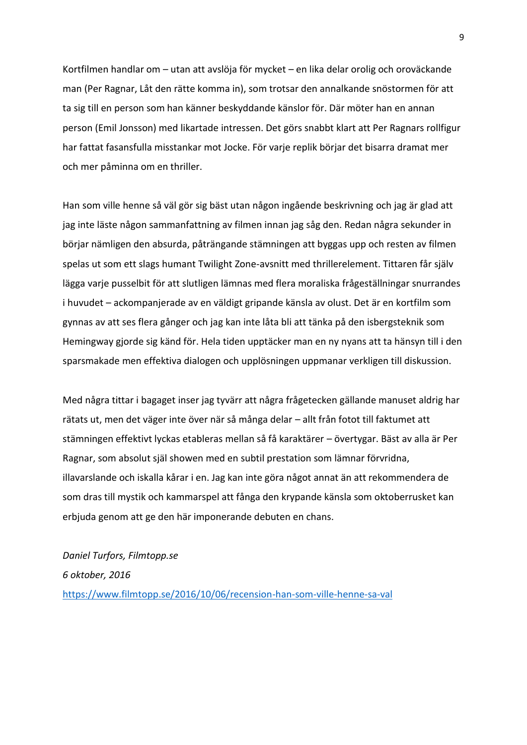Kortfilmen handlar om – utan att avslöja för mycket – en lika delar orolig och oroväckande man (Per Ragnar, Låt den rätte komma in), som trotsar den annalkande snöstormen för att ta sig till en person som han känner beskyddande känslor för. Där möter han en annan person (Emil Jonsson) med likartade intressen. Det görs snabbt klart att Per Ragnars rollfigur har fattat fasansfulla misstankar mot Jocke. För varje replik börjar det bisarra dramat mer och mer påminna om en thriller.

Han som ville henne så väl gör sig bäst utan någon ingående beskrivning och jag är glad att jag inte läste någon sammanfattning av filmen innan jag såg den. Redan några sekunder in börjar nämligen den absurda, påträngande stämningen att byggas upp och resten av filmen spelas ut som ett slags humant Twilight Zone-avsnitt med thrillerelement. Tittaren får själv lägga varje pusselbit för att slutligen lämnas med flera moraliska frågeställningar snurrandes i huvudet – ackompanjerade av en väldigt gripande känsla av olust. Det är en kortfilm som gynnas av att ses flera gånger och jag kan inte låta bli att tänka på den isbergsteknik som Hemingway gjorde sig känd för. Hela tiden upptäcker man en ny nyans att ta hänsyn till i den sparsmakade men effektiva dialogen och upplösningen uppmanar verkligen till diskussion.

Med några tittar i bagaget inser jag tyvärr att några frågetecken gällande manuset aldrig har rätats ut, men det väger inte över när så många delar – allt från fotot till faktumet att stämningen effektivt lyckas etableras mellan så få karaktärer – övertygar. Bäst av alla är Per Ragnar, som absolut stjäl showen med en subtil prestation som lämnar förvridna, illavarslande och iskalla kårar i en. Jag kan inte göra något annat än att rekommendera de som dras till mystik och kammarspel att fånga den krypande känsla som oktoberrusket kan erbjuda genom att ge den här imponerande debuten en chans.

*Daniel Turfors, Filmtopp.se*
*6 oktober, 2016*
https://www.filmtopp.se/2016/10/06/recension-han-som-ville-henne-sa-val